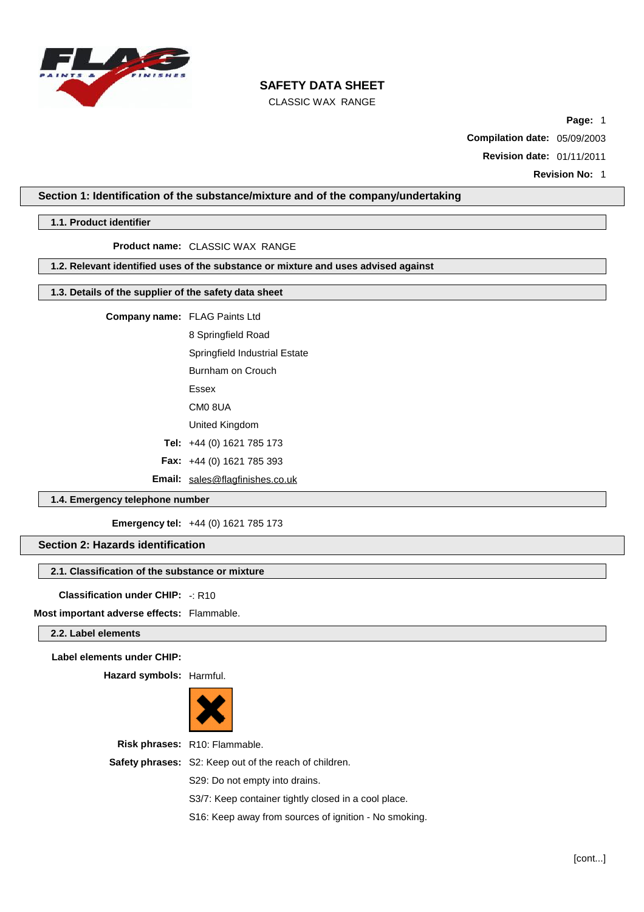# SAFETY DATA SHEET

CLASSIC WAX RANGE

**Page:** 1

**Compilation date:** 05/09/2003

**Revision date:** 01/11/2011

**Revision No:** 1

## Section 1: Identification of the substance/mixture and of the company/undertaking

### 1.1. Product identifier

**Product name:** CLASSIC WAX RANGE

### 1.2. Relevant identified uses of the substance or mixture and uses advised against

### 1.3. Details of the supplier of the safety data sheet

**Company name:** FLAG Paints Ltd
8 Springfield Road
Springfield Industrial Estate
Burnham on Crouch
Essex
CM0 8UA
United Kingdom

**Tel:** +44 (0) 1621 785 173

**Fax:** +44 (0) 1621 785 393

**Email:** sales@flagfinishes.co.uk

### 1.4. Emergency telephone number

**Emergency tel:** +44 (0) 1621 785 173

## Section 2: Hazards identification

### 2.1. Classification of the substance or mixture

**Classification under CHIP:** -: R10

**Most important adverse effects:** Flammable.

### 2.2. Label elements

**Label elements under CHIP:**

**Hazard symbols:** Harmful.

**Risk phrases:** R10: Flammable.

**Safety phrases:** S2: Keep out of the reach of children.
S29: Do not empty into drains.
S3/7: Keep container tightly closed in a cool place.
S16: Keep away from sources of ignition - No smoking.

[cont...]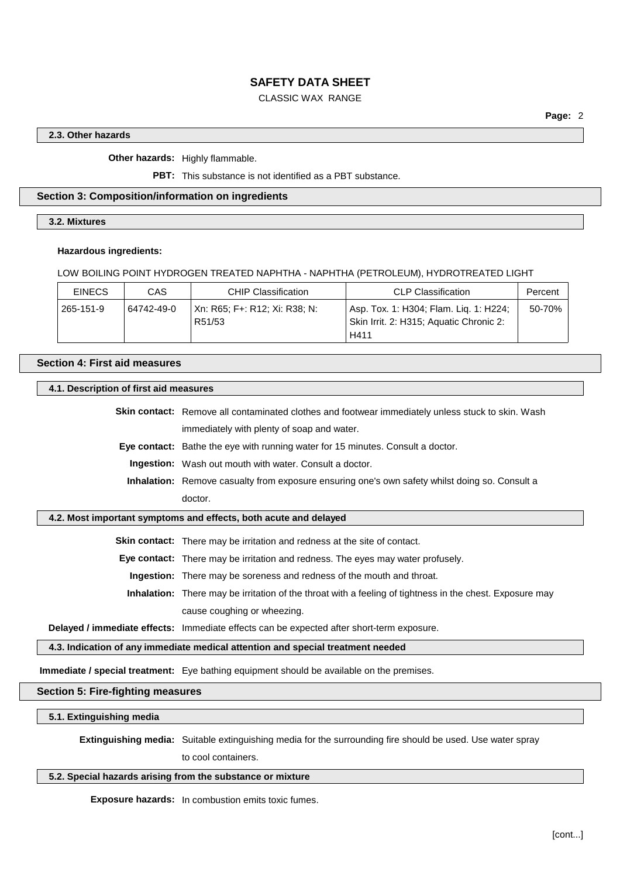### 2.3. Other hazards

**Other hazards:** Highly flammable.

**PBT:** This substance is not identified as a PBT substance.

## Section 3: Composition/information on ingredients

### 3.2. Mixtures

**Hazardous ingredients:**

LOW BOILING POINT HYDROGEN TREATED NAPHTHA - NAPHTHA (PETROLEUM), HYDROTREATED LIGHT

| EINECS | CAS | CHIP Classification | CLP Classification | Percent |
|---|---|---|---|---|
| 265-151-9 | 64742-49-0 | Xn: R65; F+: R12; Xi: R38; N: R51/53 | Asp. Tox. 1: H304; Flam. Liq. 1: H224; Skin Irrit. 2: H315; Aquatic Chronic 2: H411 | 50-70% |

## Section 4: First aid measures

### 4.1. Description of first aid measures

**Skin contact:** Remove all contaminated clothes and footwear immediately unless stuck to skin. Wash immediately with plenty of soap and water.

**Eye contact:** Bathe the eye with running water for 15 minutes. Consult a doctor.

**Ingestion:** Wash out mouth with water. Consult a doctor.

**Inhalation:** Remove casualty from exposure ensuring one's own safety whilst doing so. Consult a doctor.

### 4.2. Most important symptoms and effects, both acute and delayed

**Skin contact:** There may be irritation and redness at the site of contact.

**Eye contact:** There may be irritation and redness. The eyes may water profusely.

**Ingestion:** There may be soreness and redness of the mouth and throat.

**Inhalation:** There may be irritation of the throat with a feeling of tightness in the chest. Exposure may cause coughing or wheezing.

**Delayed / immediate effects:** Immediate effects can be expected after short-term exposure.

### 4.3. Indication of any immediate medical attention and special treatment needed

**Immediate / special treatment:** Eye bathing equipment should be available on the premises.

## Section 5: Fire-fighting measures

### 5.1. Extinguishing media

**Extinguishing media:** Suitable extinguishing media for the surrounding fire should be used. Use water spray to cool containers.

### 5.2. Special hazards arising from the substance or mixture

**Exposure hazards:** In combustion emits toxic fumes.

[cont...]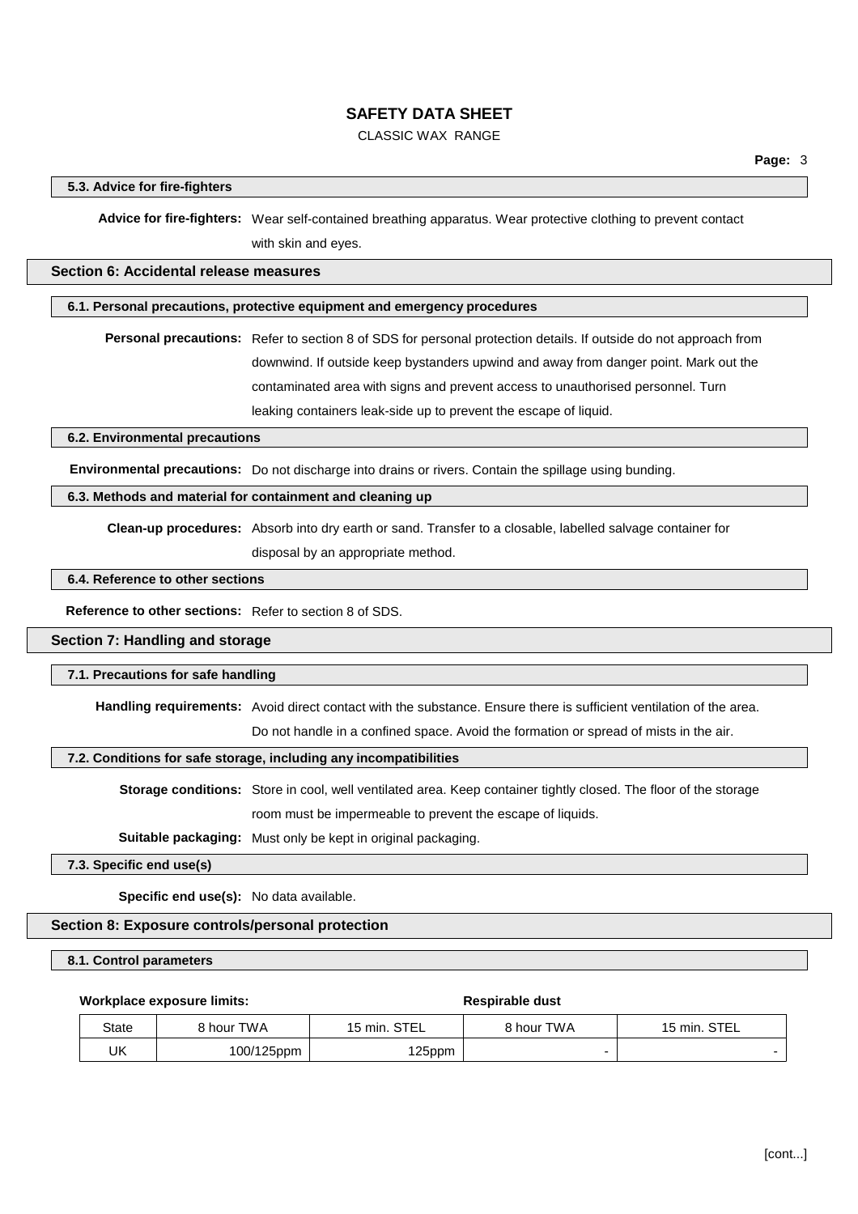### 5.3. Advice for fire-fighters

**Advice for fire-fighters:** Wear self-contained breathing apparatus. Wear protective clothing to prevent contact with skin and eyes.

## Section 6: Accidental release measures

### 6.1. Personal precautions, protective equipment and emergency procedures

**Personal precautions:** Refer to section 8 of SDS for personal protection details. If outside do not approach from downwind. If outside keep bystanders upwind and away from danger point. Mark out the contaminated area with signs and prevent access to unauthorised personnel. Turn leaking containers leak-side up to prevent the escape of liquid.

### 6.2. Environmental precautions

**Environmental precautions:** Do not discharge into drains or rivers. Contain the spillage using bunding.

### 6.3. Methods and material for containment and cleaning up

**Clean-up procedures:** Absorb into dry earth or sand. Transfer to a closable, labelled salvage container for disposal by an appropriate method.

### 6.4. Reference to other sections

**Reference to other sections:** Refer to section 8 of SDS.

## Section 7: Handling and storage

### 7.1. Precautions for safe handling

**Handling requirements:** Avoid direct contact with the substance. Ensure there is sufficient ventilation of the area. Do not handle in a confined space. Avoid the formation or spread of mists in the air.

### 7.2. Conditions for safe storage, including any incompatibilities

**Storage conditions:** Store in cool, well ventilated area. Keep container tightly closed. The floor of the storage room must be impermeable to prevent the escape of liquids.

**Suitable packaging:** Must only be kept in original packaging.

### 7.3. Specific end use(s)

**Specific end use(s):** No data available.

## Section 8: Exposure controls/personal protection

### 8.1. Control parameters

**Workplace exposure limits:**

| | Workplace exposure limits | | Respirable dust | |
|---|---|---|---|---|
| State | 8 hour TWA | 15 min. STEL | 8 hour TWA | 15 min. STEL |
| UK | 100/125ppm | 125ppm | - | - |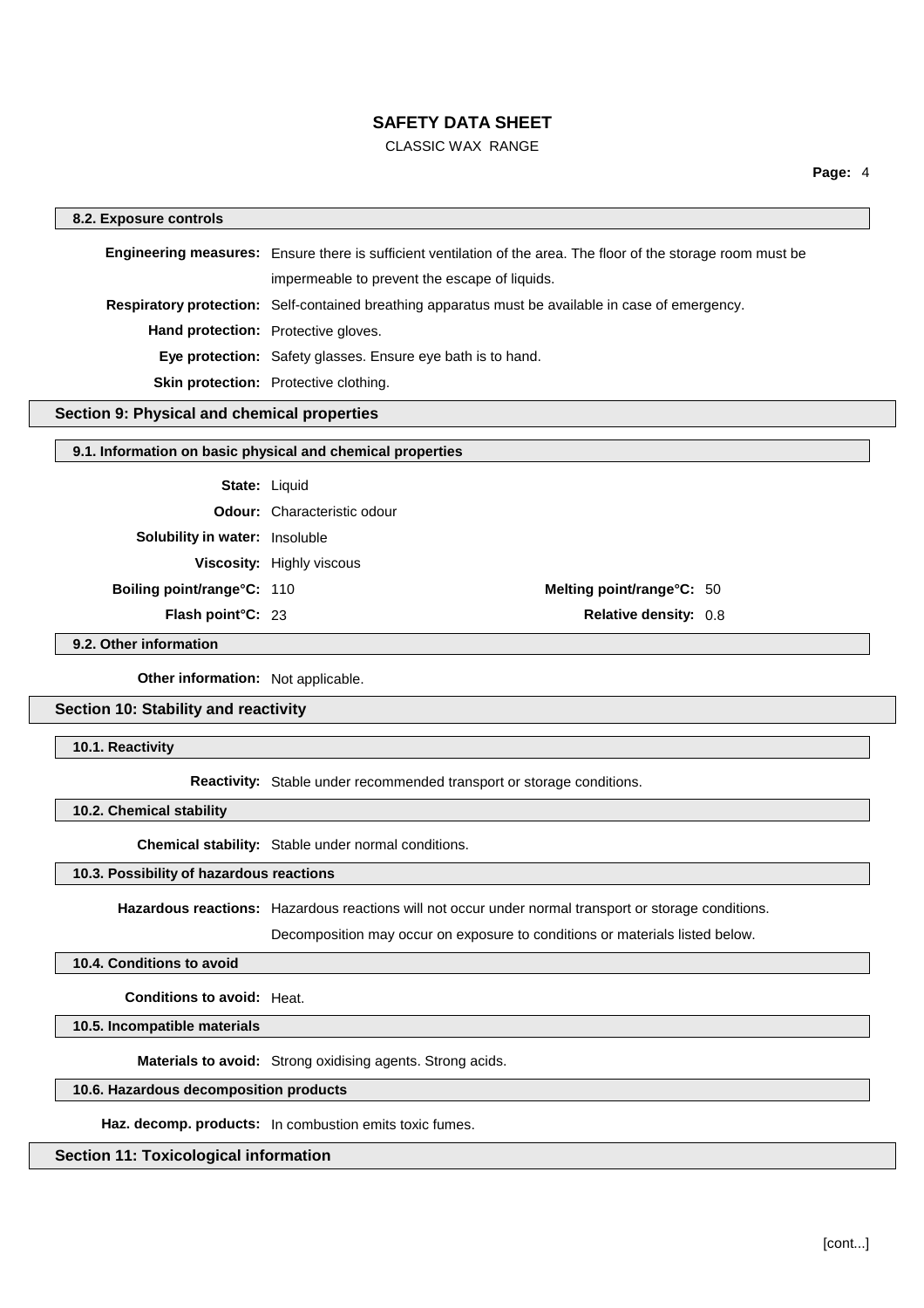### 8.2. Exposure controls

**Engineering measures:** Ensure there is sufficient ventilation of the area. The floor of the storage room must be impermeable to prevent the escape of liquids.

**Respiratory protection:** Self-contained breathing apparatus must be available in case of emergency.

**Hand protection:** Protective gloves.

**Eye protection:** Safety glasses. Ensure eye bath is to hand.

**Skin protection:** Protective clothing.

## Section 9: Physical and chemical properties

### 9.1. Information on basic physical and chemical properties

**State:** Liquid

**Odour:** Characteristic odour

**Solubility in water:** Insoluble

**Viscosity:** Highly viscous

**Boiling point/range°C:** 110

**Melting point/range°C:** 50

**Flash point°C:** 23

**Relative density:** 0.8

### 9.2. Other information

**Other information:** Not applicable.

## Section 10: Stability and reactivity

### 10.1. Reactivity

**Reactivity:** Stable under recommended transport or storage conditions.

### 10.2. Chemical stability

**Chemical stability:** Stable under normal conditions.

### 10.3. Possibility of hazardous reactions

**Hazardous reactions:** Hazardous reactions will not occur under normal transport or storage conditions. Decomposition may occur on exposure to conditions or materials listed below.

### 10.4. Conditions to avoid

**Conditions to avoid:** Heat.

### 10.5. Incompatible materials

**Materials to avoid:** Strong oxidising agents. Strong acids.

### 10.6. Hazardous decomposition products

**Haz. decomp. products:** In combustion emits toxic fumes.

## Section 11: Toxicological information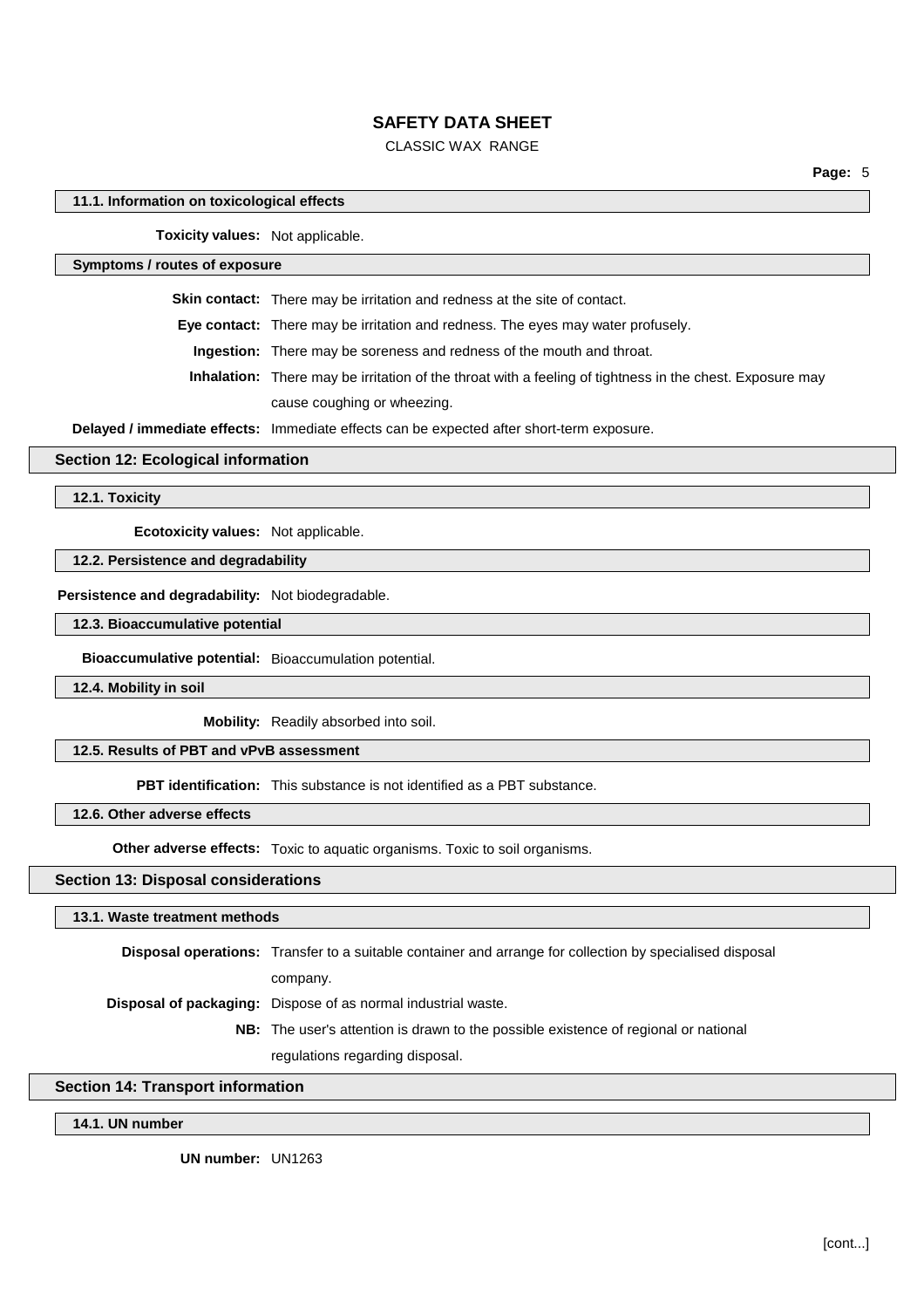### 11.1. Information on toxicological effects

**Toxicity values:** Not applicable.

### Symptoms / routes of exposure

**Skin contact:** There may be irritation and redness at the site of contact.

**Eye contact:** There may be irritation and redness. The eyes may water profusely.

**Ingestion:** There may be soreness and redness of the mouth and throat.

**Inhalation:** There may be irritation of the throat with a feeling of tightness in the chest. Exposure may cause coughing or wheezing.

**Delayed / immediate effects:** Immediate effects can be expected after short-term exposure.

## Section 12: Ecological information

### 12.1. Toxicity

**Ecotoxicity values:** Not applicable.

### 12.2. Persistence and degradability

**Persistence and degradability:** Not biodegradable.

### 12.3. Bioaccumulative potential

**Bioaccumulative potential:** Bioaccumulation potential.

### 12.4. Mobility in soil

**Mobility:** Readily absorbed into soil.

### 12.5. Results of PBT and vPvB assessment

**PBT identification:** This substance is not identified as a PBT substance.

### 12.6. Other adverse effects

**Other adverse effects:** Toxic to aquatic organisms. Toxic to soil organisms.

## Section 13: Disposal considerations

### 13.1. Waste treatment methods

**Disposal operations:** Transfer to a suitable container and arrange for collection by specialised disposal company.

**Disposal of packaging:** Dispose of as normal industrial waste.

**NB:** The user's attention is drawn to the possible existence of regional or national regulations regarding disposal.

## Section 14: Transport information

### 14.1. UN number

**UN number:** UN1263

[cont...]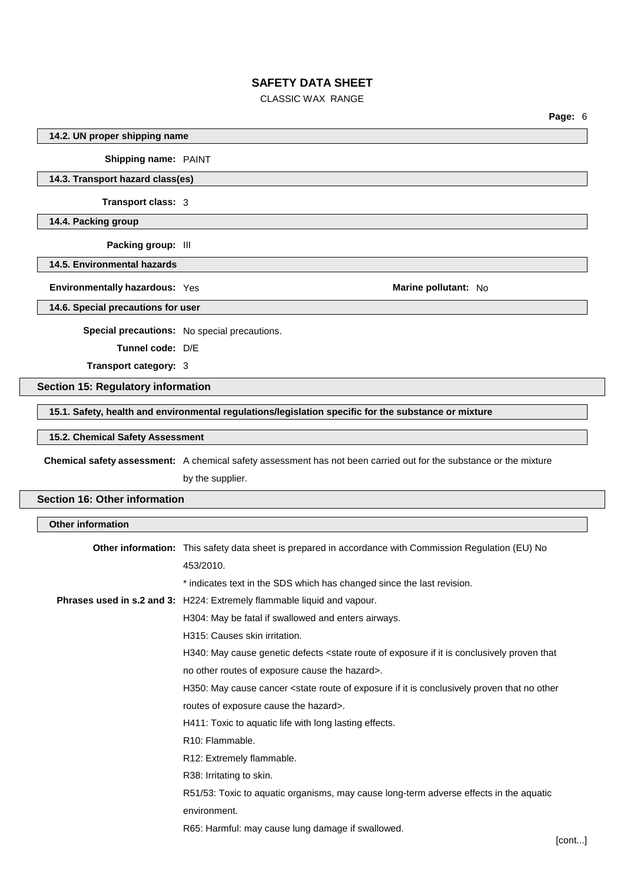### 14.2. UN proper shipping name

**Shipping name:** PAINT

### 14.3. Transport hazard class(es)

**Transport class:** 3

### 14.4. Packing group

**Packing group:** III

### 14.5. Environmental hazards

**Environmentally hazardous:** Yes **Marine pollutant:** No

### 14.6. Special precautions for user

**Special precautions:** No special precautions.

**Tunnel code:** D/E

**Transport category:** 3

## Section 15: Regulatory information

### 15.1. Safety, health and environmental regulations/legislation specific for the substance or mixture

### 15.2. Chemical Safety Assessment

**Chemical safety assessment:** A chemical safety assessment has not been carried out for the substance or the mixture by the supplier.

## Section 16: Other information

### Other information

**Other information:** This safety data sheet is prepared in accordance with Commission Regulation (EU) No 453/2010.

* indicates text in the SDS which has changed since the last revision.

**Phrases used in s.2 and 3:** H224: Extremely flammable liquid and vapour.

H304: May be fatal if swallowed and enters airways.

H315: Causes skin irritation.

H340: May cause genetic defects <state route of exposure if it is conclusively proven that no other routes of exposure cause the hazard>.

H350: May cause cancer <state route of exposure if it is conclusively proven that no other routes of exposure cause the hazard>.

H411: Toxic to aquatic life with long lasting effects.

R10: Flammable.

R12: Extremely flammable.

R38: Irritating to skin.

R51/53: Toxic to aquatic organisms, may cause long-term adverse effects in the aquatic environment.

R65: Harmful: may cause lung damage if swallowed.

[cont...]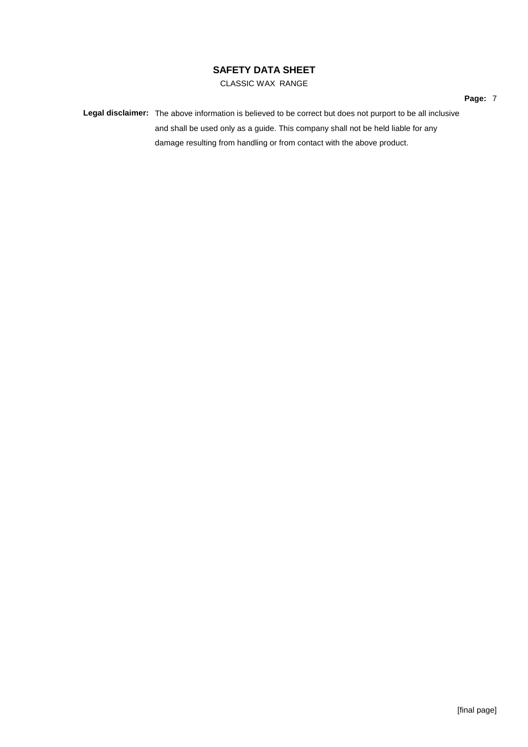**Legal disclaimer:** The above information is believed to be correct but does not purport to be all inclusive and shall be used only as a guide. This company shall not be held liable for any damage resulting from handling or from contact with the above product.

[final page]